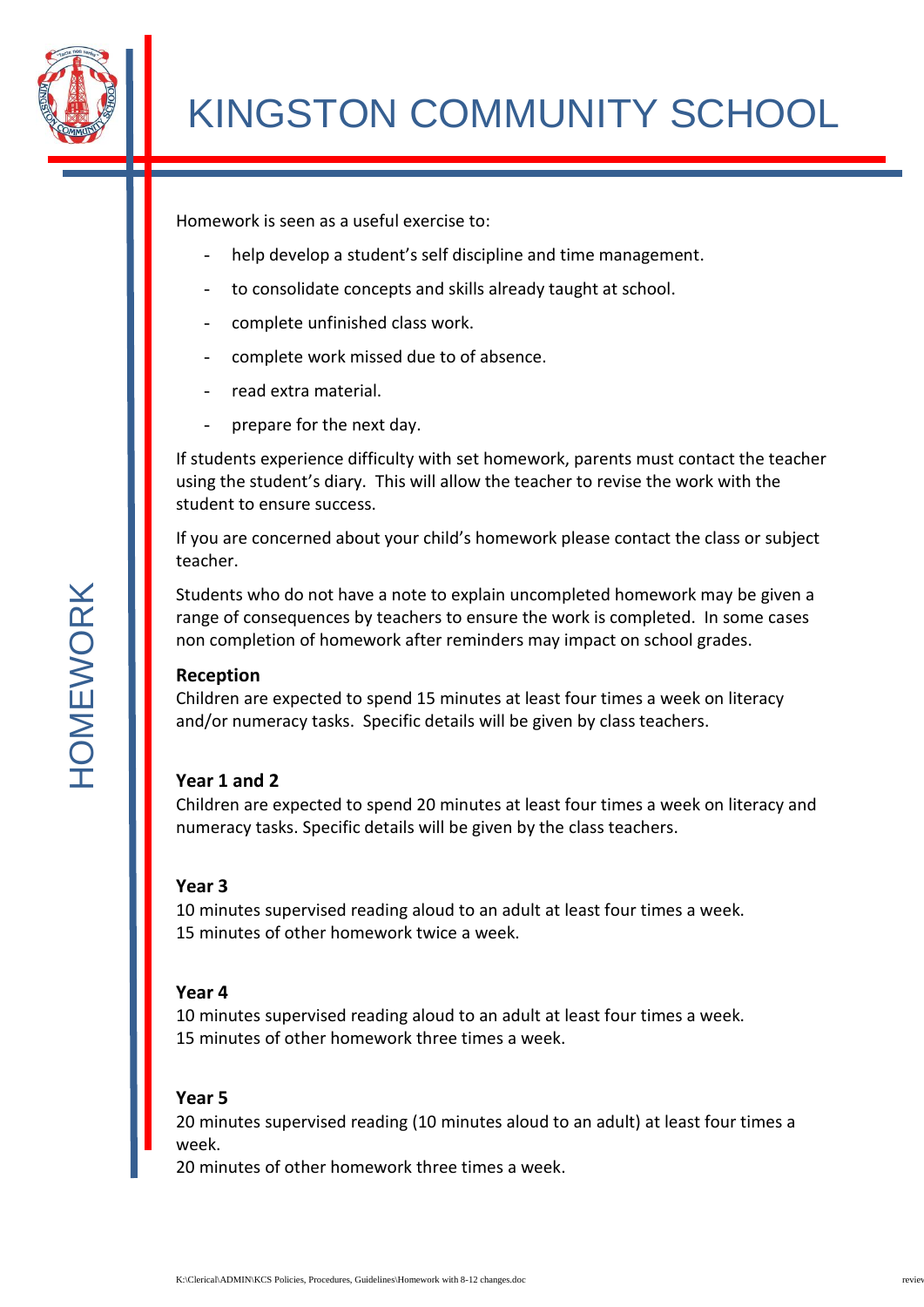# KINGSTON COMMUNITY SCHOOL

## HOMEWORK

Homework is seen as a useful exercise to:

- help develop a student's self discipline and time management.
- to consolidate concepts and skills already taught at school.
- complete unfinished class work.
- complete work missed due to of absence.
- read extra material.
- prepare for the next day.

If students experience difficulty with set homework, parents must contact the teacher using the student's diary. This will allow the teacher to revise the work with the student to ensure success.

If you are concerned about your child's homework please contact the class or subject teacher.

Students who do not have a note to explain uncompleted homework may be given a range of consequences by teachers to ensure the work is completed. In some cases non completion of homework after reminders may impact on school grades.

**Reception**
Children are expected to spend 15 minutes at least four times a week on literacy and/or numeracy tasks. Specific details will be given by class teachers.

**Year 1 and 2**
Children are expected to spend 20 minutes at least four times a week on literacy and numeracy tasks. Specific details will be given by the class teachers.

**Year 3**
10 minutes supervised reading aloud to an adult at least four times a week.
15 minutes of other homework twice a week.

**Year 4**
10 minutes supervised reading aloud to an adult at least four times a week.
15 minutes of other homework three times a week.

**Year 5**
20 minutes supervised reading (10 minutes aloud to an adult) at least four times a week.
20 minutes of other homework three times a week.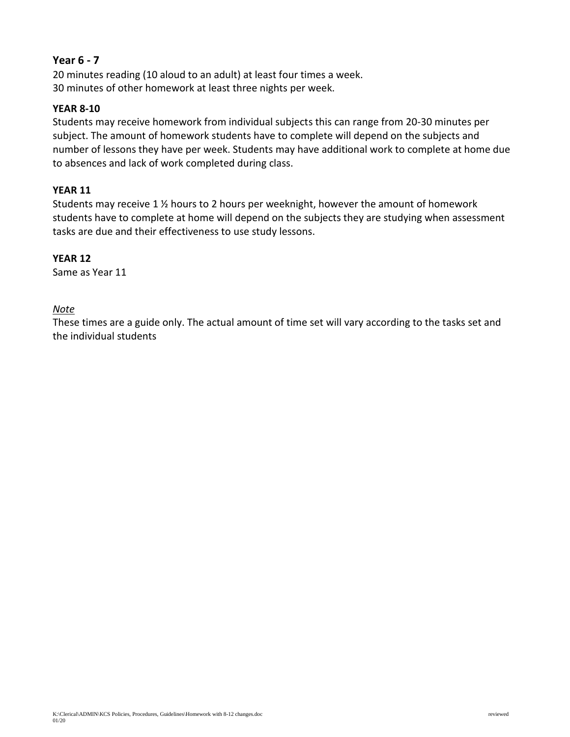**Year 6 - 7**

20 minutes reading (10 aloud to an adult) at least four times a week.
30 minutes of other homework at least three nights per week.

**YEAR 8-10**

Students may receive homework from individual subjects this can range from 20-30 minutes per subject. The amount of homework students have to complete will depend on the subjects and number of lessons they have per week. Students may have additional work to complete at home due to absences and lack of work completed during class.

**YEAR 11**

Students may receive 1 ½ hours to 2 hours per weeknight, however the amount of homework students have to complete at home will depend on the subjects they are studying when assessment tasks are due and their effectiveness to use study lessons.

**YEAR 12**

Same as Year 11

*Note*

These times are a guide only. The actual amount of time set will vary according to the tasks set and the individual students

K:\Clerical\ADMIN\KCS Policies, Procedures, Guidelines\Homework with 8-12 changes.doc reviewed 01/20